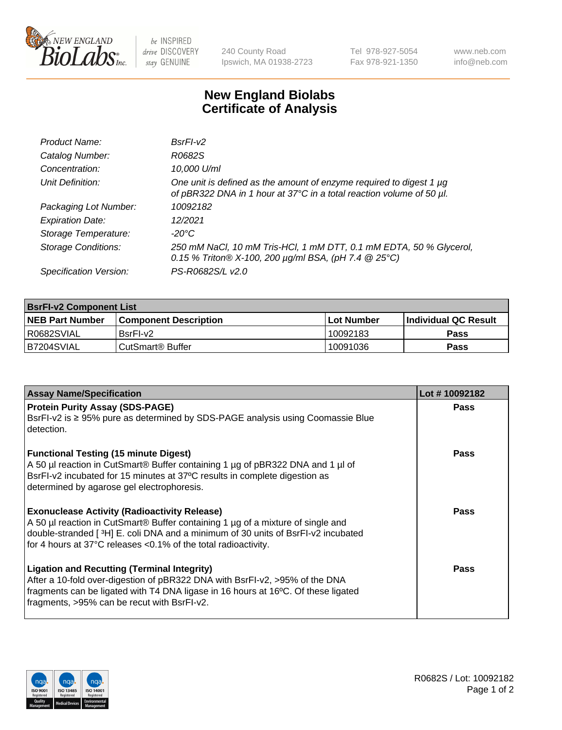# New England Biolabs Certificate of Analysis

| | |
|---|---|
| *Product Name:* | *BsrFI-v2* |
| *Catalog Number:* | *R0682S* |
| *Concentration:* | *10,000 U/ml* |
| *Unit Definition:* | *One unit is defined as the amount of enzyme required to digest 1 µg of pBR322 DNA in 1 hour at 37°C in a total reaction volume of 50 µl.* |
| *Packaging Lot Number:* | *10092182* |
| *Expiration Date:* | *12/2021* |
| *Storage Temperature:* | *-20°C* |
| *Storage Conditions:* | *250 mM NaCl, 10 mM Tris-HCl, 1 mM DTT, 0.1 mM EDTA, 50 % Glycerol, 0.15 % Triton® X-100, 200 µg/ml BSA, (pH 7.4 @ 25°C)* |
| *Specification Version:* | *PS-R0682S/L v2.0* |

| **BsrFI-v2 Component List** | | | |
|---|---|---|---|
| **NEB Part Number** | **Component Description** | **Lot Number** | **Individual QC Result** |
| R0682SVIAL | BsrFI-v2 | 10092183 | **Pass** |
| B7204SVIAL | CutSmart® Buffer | 10091036 | **Pass** |

| **Assay Name/Specification** | **Lot # 10092182** |
|---|---|
| **Protein Purity Assay (SDS-PAGE)** BsrFI-v2 is ≥ 95% pure as determined by SDS-PAGE analysis using Coomassie Blue detection. | **Pass** |
| **Functional Testing (15 minute Digest)** A 50 µl reaction in CutSmart® Buffer containing 1 µg of pBR322 DNA and 1 µl of BsrFI-v2 incubated for 15 minutes at 37ºC results in complete digestion as determined by agarose gel electrophoresis. | **Pass** |
| **Exonuclease Activity (Radioactivity Release)** A 50 µl reaction in CutSmart® Buffer containing 1 µg of a mixture of single and double-stranded [ $^{3}$H] E. coli DNA and a minimum of 30 units of BsrFI-v2 incubated for 4 hours at 37°C releases <0.1% of the total radioactivity. | **Pass** |
| **Ligation and Recutting (Terminal Integrity)** After a 10-fold over-digestion of pBR322 DNA with BsrFI-v2, >95% of the DNA fragments can be ligated with T4 DNA ligase in 16 hours at 16ºC. Of these ligated fragments, >95% can be recut with BsrFI-v2. | **Pass** |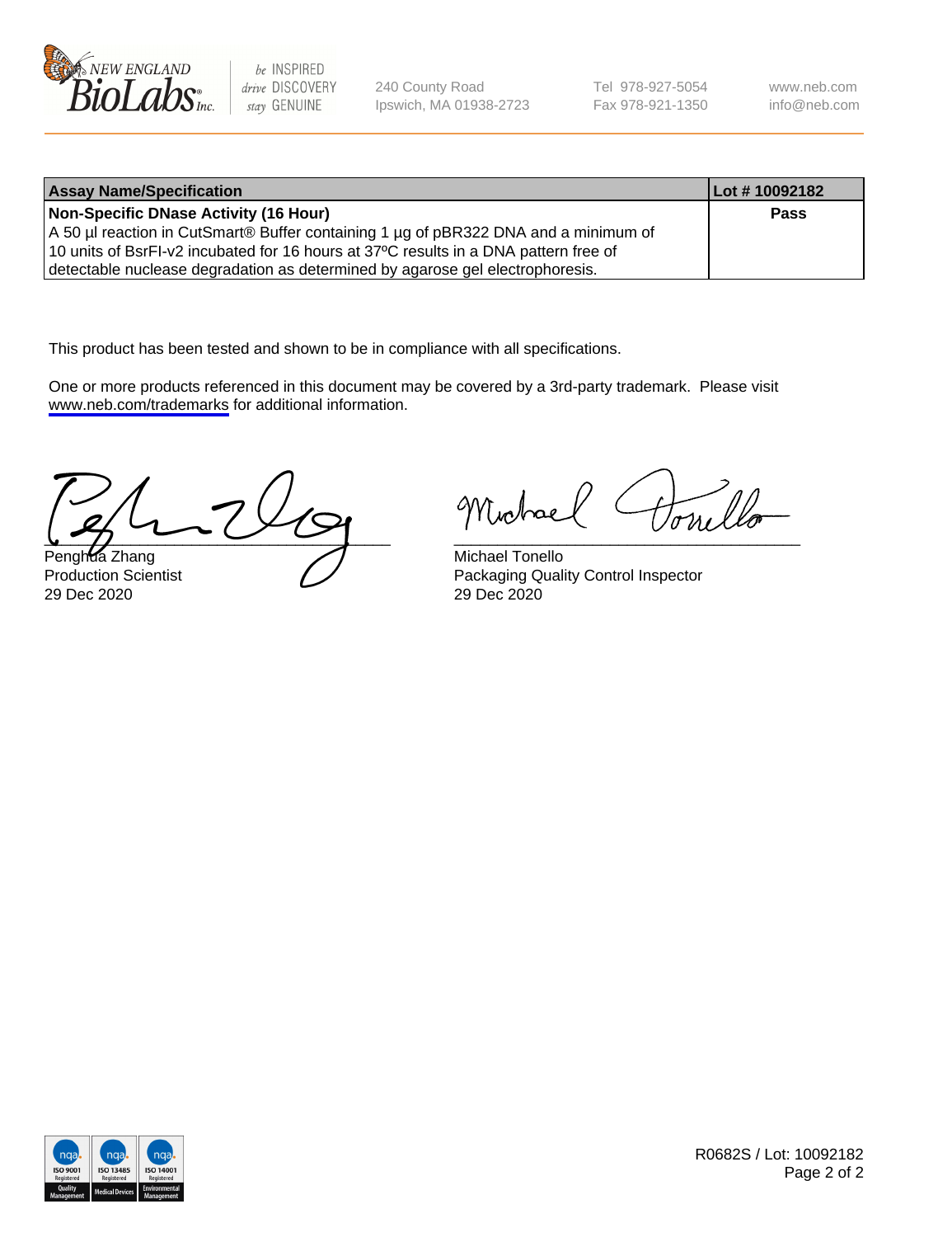| Assay Name/Specification | Lot # 10092182 |
| --- | --- |
| **Non-Specific DNase Activity (16 Hour)**<br>A 50 µl reaction in CutSmart® Buffer containing 1 µg of pBR322 DNA and a minimum of 10 units of BsrFI-v2 incubated for 16 hours at 37ºC results in a DNA pattern free of detectable nuclease degradation as determined by agarose gel electrophoresis. | **Pass** |

This product has been tested and shown to be in compliance with all specifications.

One or more products referenced in this document may be covered by a 3rd-party trademark. Please visit www.neb.com/trademarks for additional information.

Penghua Zhang
Production Scientist
29 Dec 2020

Michael Tonello
Packaging Quality Control Inspector
29 Dec 2020

R0682S / Lot: 10092182